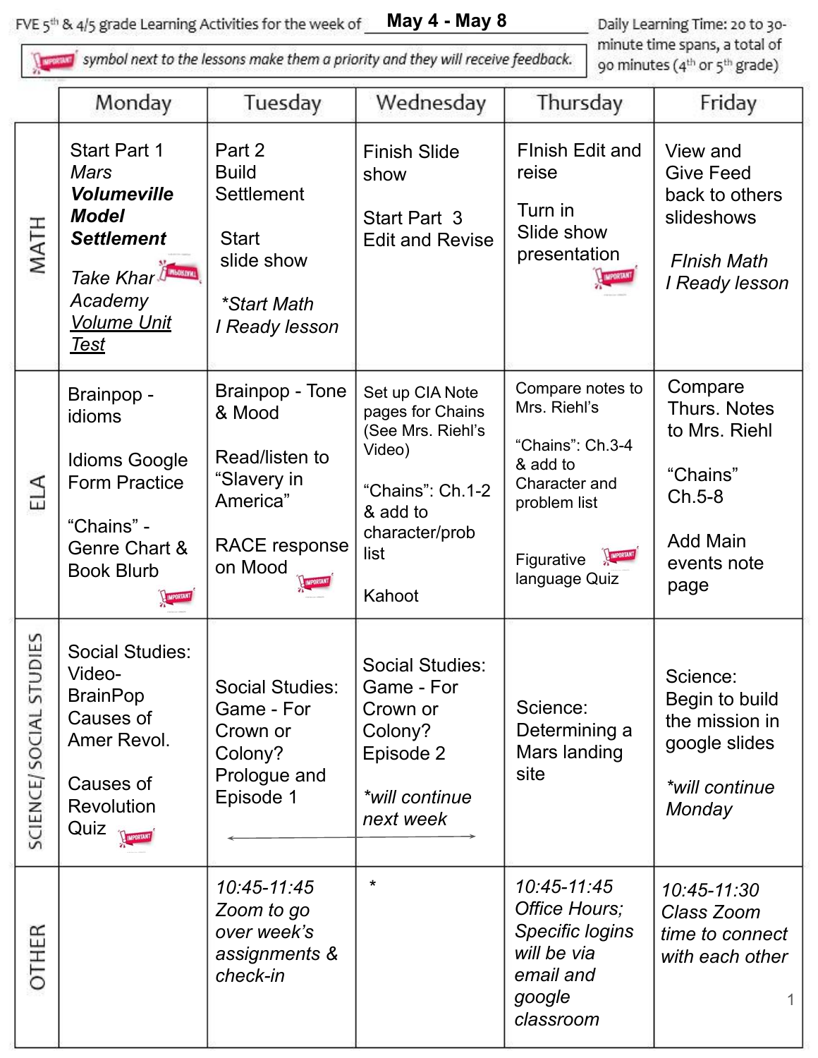FVE 5th & 4/5 grade Learning Activities for the week of **May 4 - May 8**

Daily Learning Time: 20 to 30-minute time spans, a total of 90 minutes (4th or 5th grade)

IMPORTANT symbol next to the lessons make them a priority and they will receive feedback.

| | Monday | Tuesday | Wednesday | Thursday | Friday |
|---|---|---|---|---|---|
| MATH | Start Part 1 *Mars* ***Volumeville Model Settlement*** <br><br> *Take Khan Academy* *Volume Unit Test* (IMPORTANT) | Part 2 Build Settlement <br><br> Start slide show <br><br> **Start Math I Ready lesson* | Finish Slide show <br><br> Start Part 3 Edit and Revise | FInish Edit and reise <br><br> Turn in Slide show presentation (IMPORTANT) | View and Give Feed back to others slideshows <br><br> *FInish Math I Ready lesson* |
| ELA | Brainpop - idioms <br><br> Idioms Google Form Practice <br><br> “Chains” - Genre Chart & Book Blurb (IMPORTANT) | Brainpop - Tone & Mood <br><br> Read/listen to “Slavery in America” <br><br> RACE response on Mood (IMPORTANT) | Set up CIA Note pages for Chains (See Mrs. Riehl’s Video) <br><br> “Chains”: Ch.1-2 & add to character/prob list <br><br> Kahoot | Compare notes to Mrs. Riehl’s <br><br> “Chains”: Ch.3-4 & add to Character and problem list <br><br> Figurative language Quiz (IMPORTANT) | Compare Thurs. Notes to Mrs. Riehl <br><br> “Chains” Ch.5-8 <br><br> Add Main events note page |
| SCIENCE/ SOCIAL STUDIES | Social Studies: Video- BrainPop Causes of Amer Revol. <br><br> Causes of Revolution Quiz (IMPORTANT) | Social Studies: Game - For Crown or Colony? Prologue and Episode 1 <br><br> ← | Social Studies: Game - For Crown or Colony? Episode 2 <br><br> **will continue next week* <br><br> → | Science: Determining a Mars landing site | Science: Begin to build the mission in google slides <br><br> **will continue Monday* |
| OTHER | | *10:45-11:45 Zoom to go over week’s assignments & check-in* | * | *10:45-11:45 Office Hours; Specific logins will be via email and google classroom* | *10:45-11:30 Class Zoom time to connect with each other* |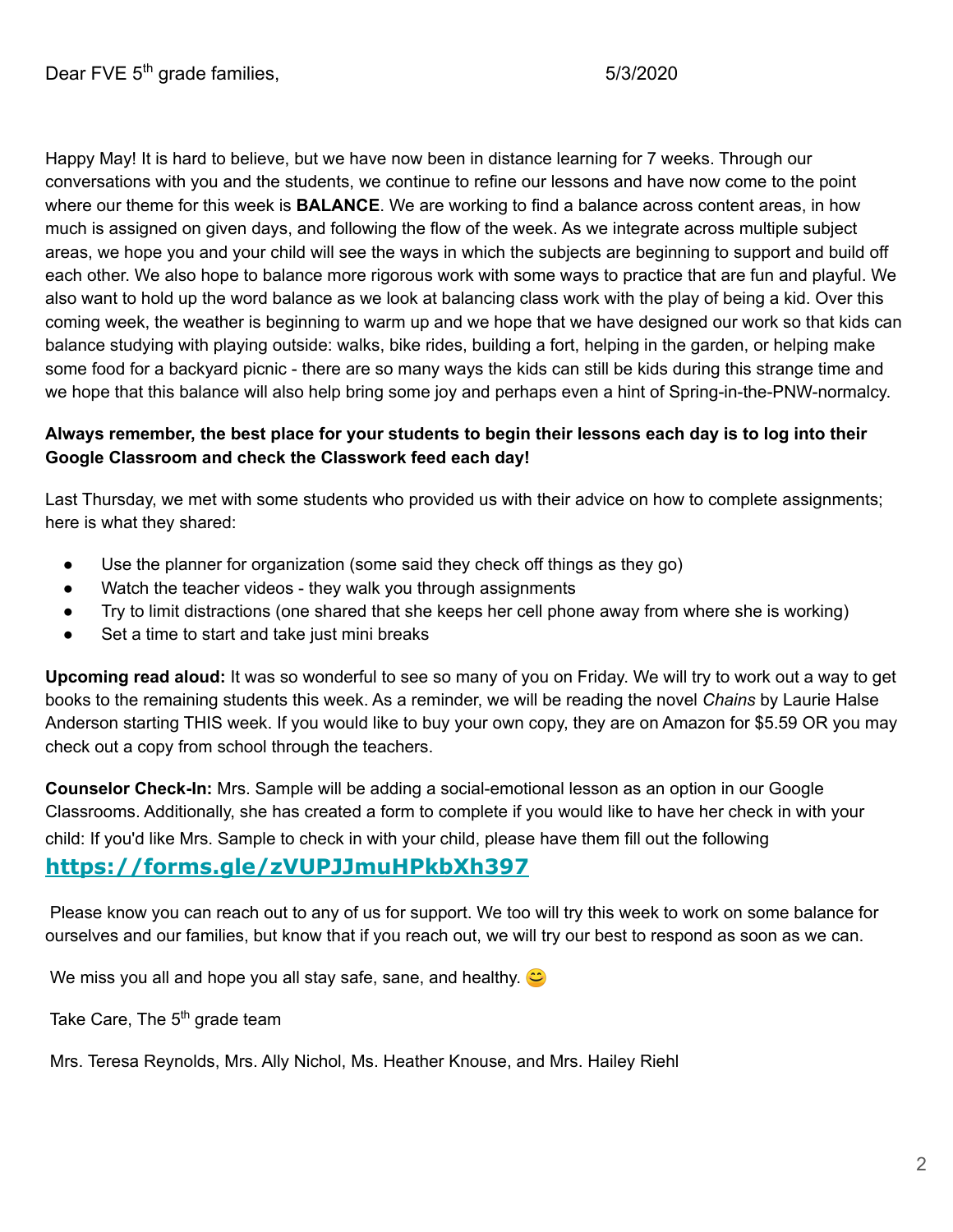Dear FVE 5th grade families, 5/3/2020

Happy May! It is hard to believe, but we have now been in distance learning for 7 weeks. Through our conversations with you and the students, we continue to refine our lessons and have now come to the point where our theme for this week is **BALANCE**. We are working to find a balance across content areas, in how much is assigned on given days, and following the flow of the week. As we integrate across multiple subject areas, we hope you and your child will see the ways in which the subjects are beginning to support and build off each other. We also hope to balance more rigorous work with some ways to practice that are fun and playful. We also want to hold up the word balance as we look at balancing class work with the play of being a kid. Over this coming week, the weather is beginning to warm up and we hope that we have designed our work so that kids can balance studying with playing outside: walks, bike rides, building a fort, helping in the garden, or helping make some food for a backyard picnic - there are so many ways the kids can still be kids during this strange time and we hope that this balance will also help bring some joy and perhaps even a hint of Spring-in-the-PNW-normalcy.

**Always remember, the best place for your students to begin their lessons each day is to log into their Google Classroom and check the Classwork feed each day!**

Last Thursday, we met with some students who provided us with their advice on how to complete assignments; here is what they shared:

- Use the planner for organization (some said they check off things as they go)
- Watch the teacher videos - they walk you through assignments
- Try to limit distractions (one shared that she keeps her cell phone away from where she is working)
- Set a time to start and take just mini breaks

**Upcoming read aloud:** It was so wonderful to see so many of you on Friday. We will try to work out a way to get books to the remaining students this week. As a reminder, we will be reading the novel *Chains* by Laurie Halse Anderson starting THIS week. If you would like to buy your own copy, they are on Amazon for $5.59 OR you may check out a copy from school through the teachers.

**Counselor Check-In:** Mrs. Sample will be adding a social-emotional lesson as an option in our Google Classrooms. Additionally, she has created a form to complete if you would like to have her check in with your child: If you'd like Mrs. Sample to check in with your child, please have them fill out the following **https://forms.gle/zVUPJJmuHPkbXh397**

Please know you can reach out to any of us for support. We too will try this week to work on some balance for ourselves and our families, but know that if you reach out, we will try our best to respond as soon as we can.

We miss you all and hope you all stay safe, sane, and healthy. 😊

Take Care, The 5th grade team

Mrs. Teresa Reynolds, Mrs. Ally Nichol, Ms. Heather Knouse, and Mrs. Hailey Riehl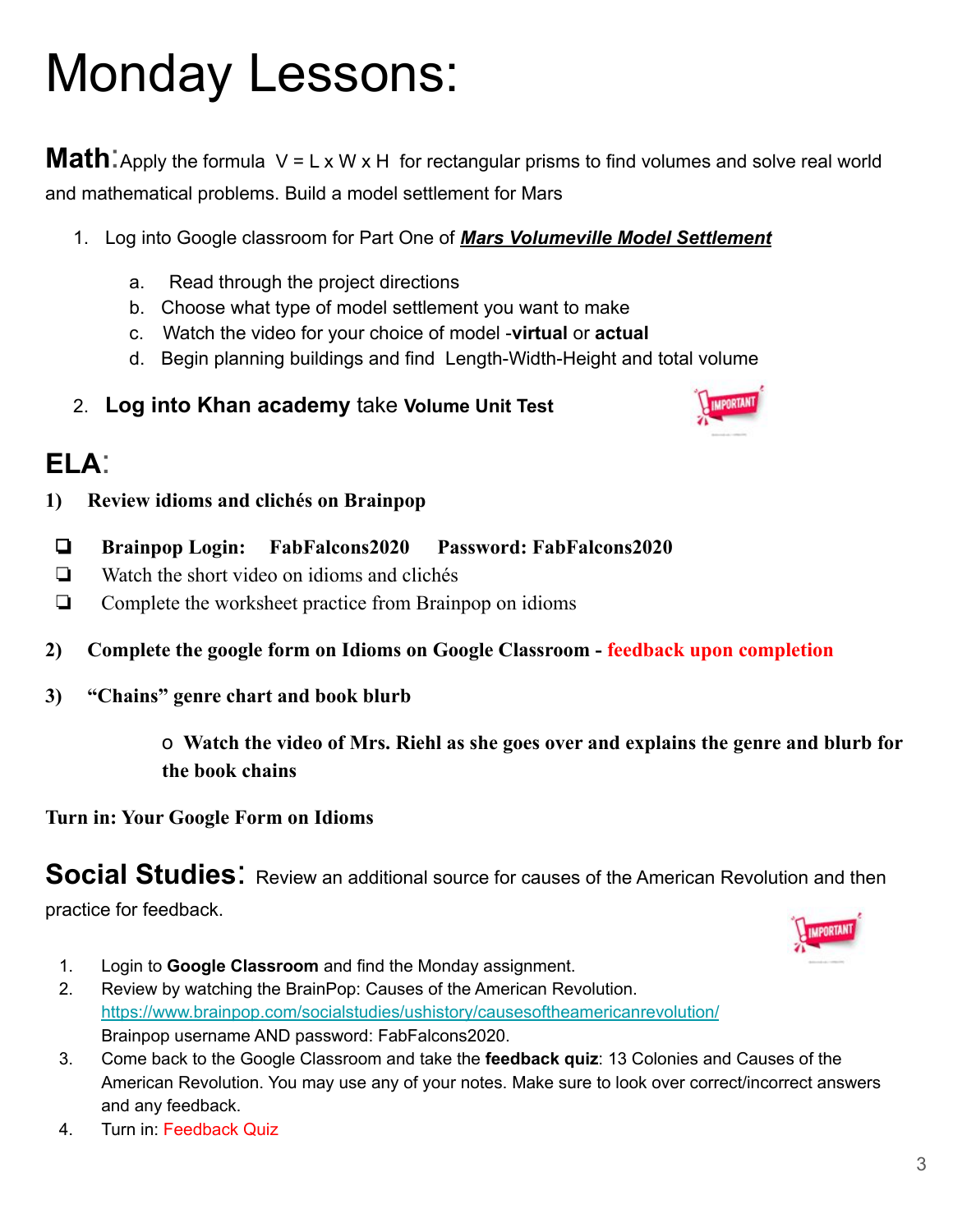# Monday Lessons:

**Math**: Apply the formula $V = L \times W \times H$ for rectangular prisms to find volumes and solve real world and mathematical problems. Build a model settlement for Mars

1. Log into Google classroom for Part One of ***Mars Volumeville Model Settlement***
   a. Read through the project directions
   b. Choose what type of model settlement you want to make
   c. Watch the video for your choice of model -**virtual** or **actual**
   d. Begin planning buildings and find Length-Width-Height and total volume
2. **Log into Khan academy** take **Volume Unit Test**

## ELA:

**1) Review idioms and clichés on Brainpop**

- **Brainpop Login: FabFalcons2020 Password: FabFalcons2020**
- Watch the short video on idioms and clichés
- Complete the worksheet practice from Brainpop on idioms

**2) Complete the google form on Idioms on Google Classroom - feedback upon completion**

**3) "Chains" genre chart and book blurb**

- **Watch the video of Mrs. Riehl as she goes over and explains the genre and blurb for the book chains**

**Turn in: Your Google Form on Idioms**

**Social Studies**: Review an additional source for causes of the American Revolution and then practice for feedback.

1. Login to **Google Classroom** and find the Monday assignment.
2. Review by watching the BrainPop: Causes of the American Revolution. https://www.brainpop.com/socialstudies/ushistory/causesoftheamericanrevolution/ Brainpop username AND password: FabFalcons2020.
3. Come back to the Google Classroom and take the **feedback quiz**: 13 Colonies and Causes of the American Revolution. You may use any of your notes. Make sure to look over correct/incorrect answers and any feedback.
4. Turn in: Feedback Quiz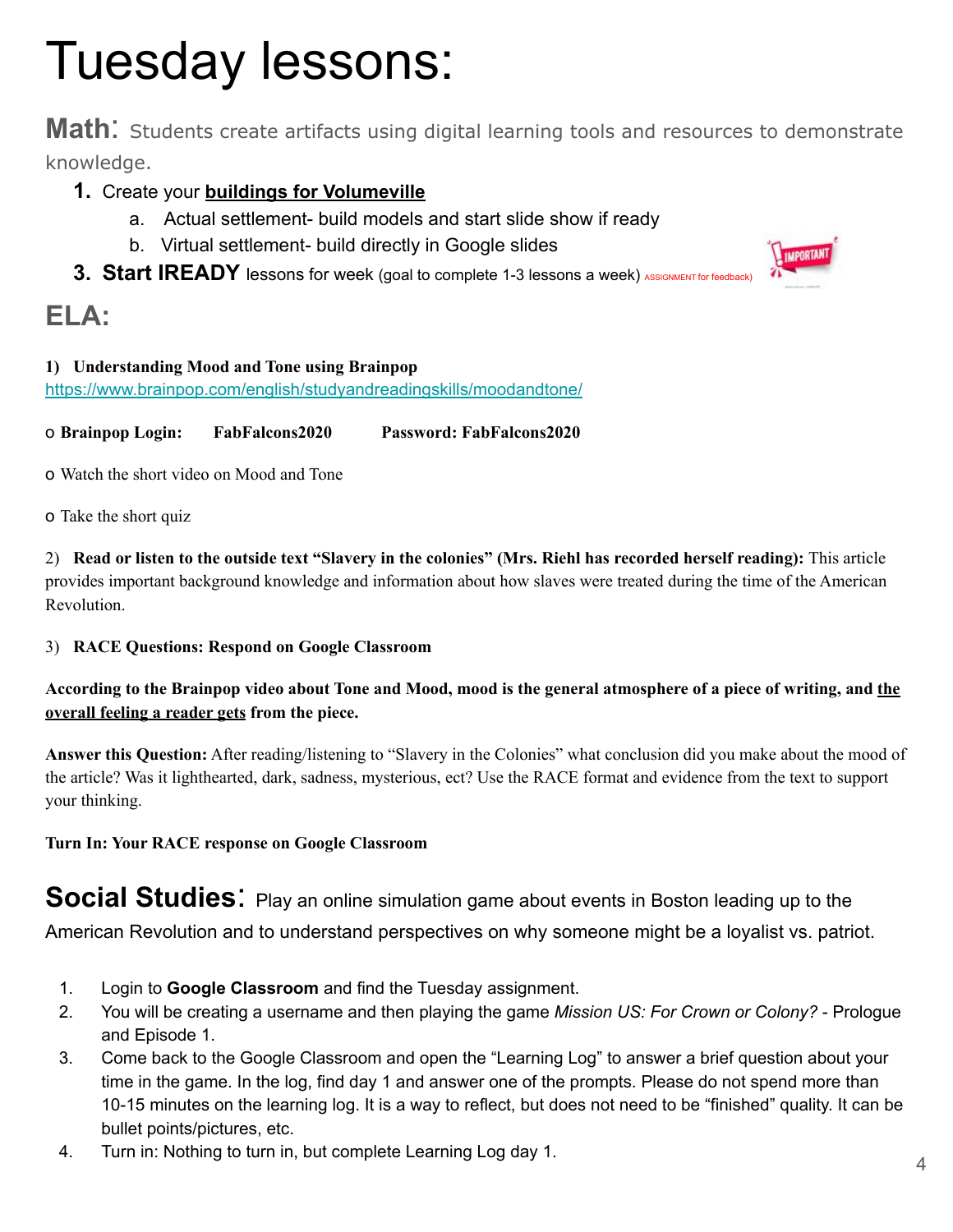# Tuesday lessons:

**Math**: Students create artifacts using digital learning tools and resources to demonstrate knowledge.

1. Create your **buildings for Volumeville**
   a. Actual settlement- build models and start slide show if ready
   b. Virtual settlement- build directly in Google slides
3. **Start IREADY** lessons for week (goal to complete 1-3 lessons a week) ASSIGNMENT for feedback)

## ELA:

**1) Understanding Mood and Tone using Brainpop**
https://www.brainpop.com/english/studyandreadingskills/moodandtone/

o **Brainpop Login: FabFalcons2020 Password: FabFalcons2020**

o Watch the short video on Mood and Tone

o Take the short quiz

2) **Read or listen to the outside text "Slavery in the colonies" (Mrs. Riehl has recorded herself reading):** This article provides important background knowledge and information about how slaves were treated during the time of the American Revolution.

3) **RACE Questions: Respond on Google Classroom**

**According to the Brainpop video about Tone and Mood, mood is the general atmosphere of a piece of writing, and the overall feeling a reader gets from the piece.**

**Answer this Question:** After reading/listening to "Slavery in the Colonies" what conclusion did you make about the mood of the article? Was it lighthearted, dark, sadness, mysterious, ect? Use the RACE format and evidence from the text to support your thinking.

**Turn In: Your RACE response on Google Classroom**

**Social Studies**: Play an online simulation game about events in Boston leading up to the American Revolution and to understand perspectives on why someone might be a loyalist vs. patriot.

1. Login to **Google Classroom** and find the Tuesday assignment.
2. You will be creating a username and then playing the game *Mission US: For Crown or Colony?* - Prologue and Episode 1.
3. Come back to the Google Classroom and open the "Learning Log" to answer a brief question about your time in the game. In the log, find day 1 and answer one of the prompts. Please do not spend more than 10-15 minutes on the learning log. It is a way to reflect, but does not need to be "finished" quality. It can be bullet points/pictures, etc.
4. Turn in: Nothing to turn in, but complete Learning Log day 1.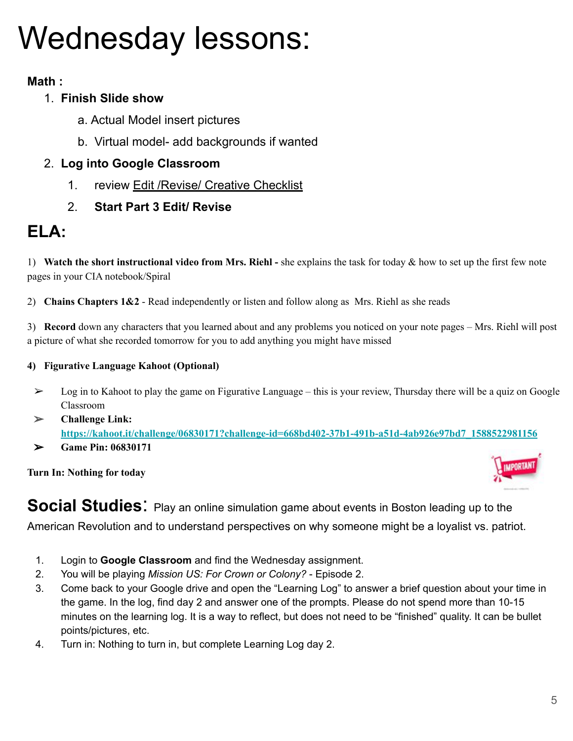# Wednesday lessons:

**Math :**

1. **Finish Slide show**
   a. Actual Model insert pictures
   b. Virtual model- add backgrounds if wanted
2. **Log into Google Classroom**
   1. review Edit /Revise/ Creative Checklist
   2. **Start Part 3 Edit/ Revise**

## ELA:

1) **Watch the short instructional video from Mrs. Riehl -** she explains the task for today & how to set up the first few note pages in your CIA notebook/Spiral

2) **Chains Chapters 1&2** - Read independently or listen and follow along as Mrs. Riehl as she reads

3) **Record** down any characters that you learned about and any problems you noticed on your note pages – Mrs. Riehl will post a picture of what she recorded tomorrow for you to add anything you might have missed

**4) Figurative Language Kahoot (Optional)**

- Log in to Kahoot to play the game on Figurative Language – this is your review, Thursday there will be a quiz on Google Classroom
- **Challenge Link:** https://kahoot.it/challenge/06830171?challenge-id=668bd402-37b1-491b-a51d-4ab926e97bd7_1588522981156
- **Game Pin: 06830171**

**Turn In: Nothing for today**

## Social Studies:

Play an online simulation game about events in Boston leading up to the American Revolution and to understand perspectives on why someone might be a loyalist vs. patriot.

1. Login to **Google Classroom** and find the Wednesday assignment.
2. You will be playing *Mission US: For Crown or Colony?* - Episode 2.
3. Come back to your Google drive and open the "Learning Log" to answer a brief question about your time in the game. In the log, find day 2 and answer one of the prompts. Please do not spend more than 10-15 minutes on the learning log. It is a way to reflect, but does not need to be "finished" quality. It can be bullet points/pictures, etc.
4. Turn in: Nothing to turn in, but complete Learning Log day 2.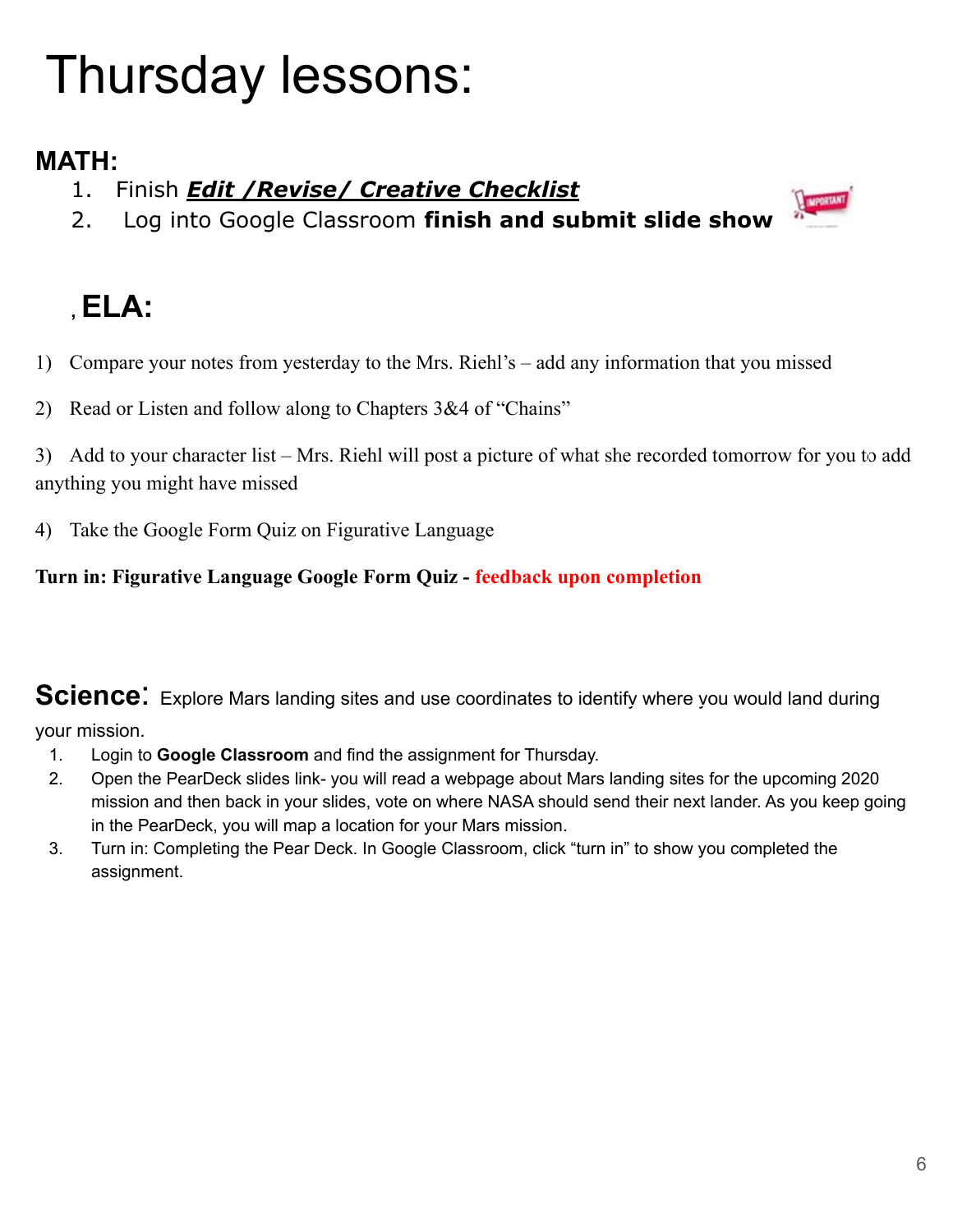# Thursday lessons:

## MATH:

1. Finish ***Edit /Revise/ Creative Checklist***
2. Log into Google Classroom **finish and submit slide show**

## , ELA:

1) Compare your notes from yesterday to the Mrs. Riehl's – add any information that you missed

2) Read or Listen and follow along to Chapters 3&4 of "Chains"

3) Add to your character list – Mrs. Riehl will post a picture of what she recorded tomorrow for you to add anything you might have missed

4) Take the Google Form Quiz on Figurative Language

**Turn in: Figurative Language Google Form Quiz - feedback upon completion**

## Science: Explore Mars landing sites and use coordinates to identify where you would land during your mission.

1. Login to **Google Classroom** and find the assignment for Thursday.
2. Open the PearDeck slides link- you will read a webpage about Mars landing sites for the upcoming 2020 mission and then back in your slides, vote on where NASA should send their next lander. As you keep going in the PearDeck, you will map a location for your Mars mission.
3. Turn in: Completing the Pear Deck. In Google Classroom, click "turn in" to show you completed the assignment.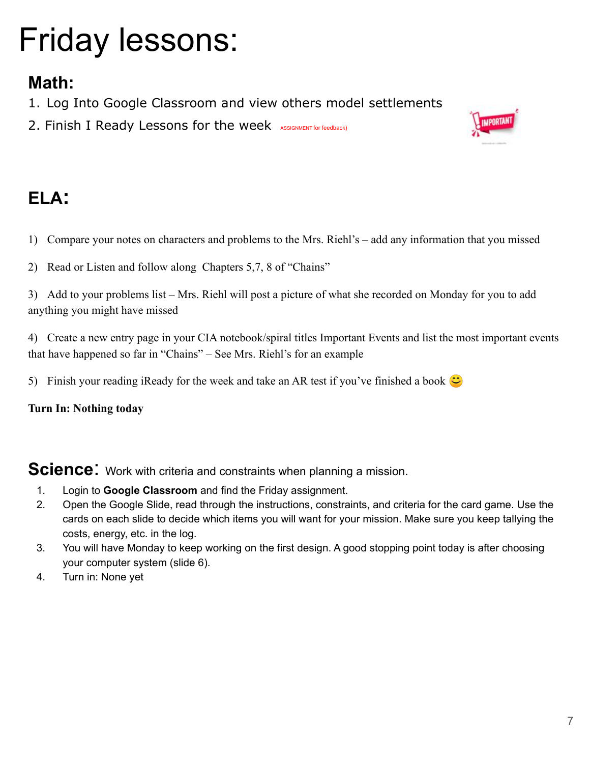# Friday lessons:

## Math:

1. Log Into Google Classroom and view others model settlements
2. Finish I Ready Lessons for the week ASSIGNMENT for feedback)

## ELA:

1) Compare your notes on characters and problems to the Mrs. Riehl's – add any information that you missed

2) Read or Listen and follow along Chapters 5,7, 8 of "Chains"

3) Add to your problems list – Mrs. Riehl will post a picture of what she recorded on Monday for you to add anything you might have missed

4) Create a new entry page in your CIA notebook/spiral titles Important Events and list the most important events that have happened so far in "Chains" – See Mrs. Riehl's for an example

5) Finish your reading iReady for the week and take an AR test if you've finished a book 😊

**Turn In: Nothing today**

## Science: Work with criteria and constraints when planning a mission.

1. Login to **Google Classroom** and find the Friday assignment.
2. Open the Google Slide, read through the instructions, constraints, and criteria for the card game. Use the cards on each slide to decide which items you will want for your mission. Make sure you keep tallying the costs, energy, etc. in the log.
3. You will have Monday to keep working on the first design. A good stopping point today is after choosing your computer system (slide 6).
4. Turn in: None yet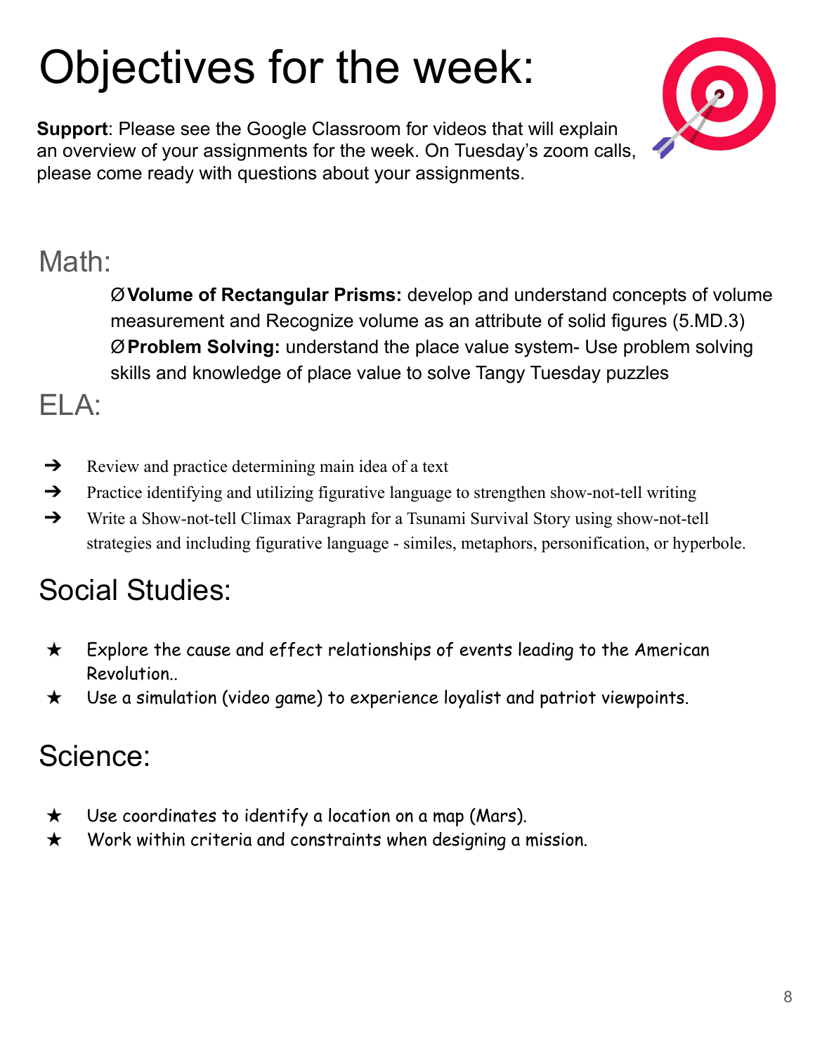# Objectives for the week:

**Support**: Please see the Google Classroom for videos that will explain an overview of your assignments for the week. On Tuesday's zoom calls, please come ready with questions about your assignments.

## Math:

- Ø **Volume of Rectangular Prisms:** develop and understand concepts of volume measurement and Recognize volume as an attribute of solid figures (5.MD.3)
- Ø **Problem Solving:** understand the place value system- Use problem solving skills and knowledge of place value to solve Tangy Tuesday puzzles

## ELA:

- ➔ Review and practice determining main idea of a text
- ➔ Practice identifying and utilizing figurative language to strengthen show-not-tell writing
- ➔ Write a Show-not-tell Climax Paragraph for a Tsunami Survival Story using show-not-tell strategies and including figurative language - similes, metaphors, personification, or hyperbole.

## Social Studies:

- ★ Explore the cause and effect relationships of events leading to the American Revolution..
- ★ Use a simulation (video game) to experience loyalist and patriot viewpoints.

## Science:

- ★ Use coordinates to identify a location on a map (Mars).
- ★ Work within criteria and constraints when designing a mission.